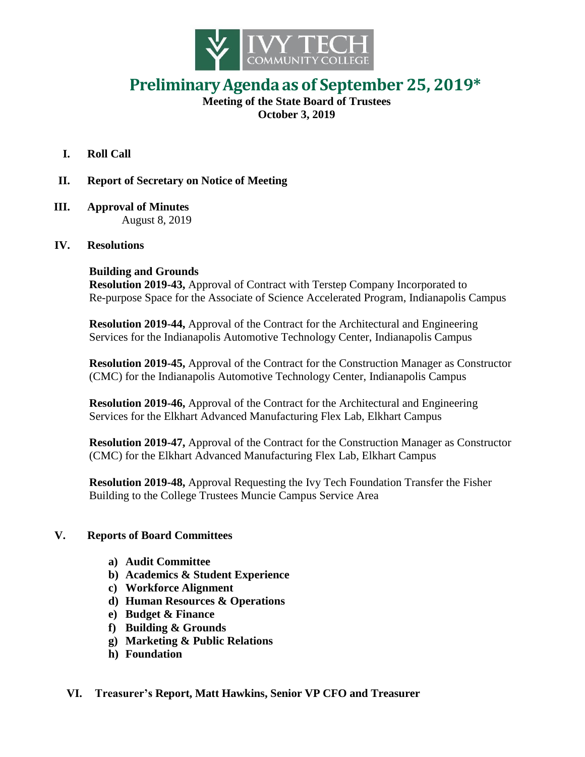# Preliminary Agenda as of September 25, 2019*

**Meeting of the State Board of Trustees**
**October 3, 2019**

**I. Roll Call**

**II. Report of Secretary on Notice of Meeting**

**III. Approval of Minutes**
August 8, 2019

**IV. Resolutions**

**Building and Grounds**
**Resolution 2019-43,** Approval of Contract with Terstep Company Incorporated to Re-purpose Space for the Associate of Science Accelerated Program, Indianapolis Campus

**Resolution 2019-44,** Approval of the Contract for the Architectural and Engineering Services for the Indianapolis Automotive Technology Center, Indianapolis Campus

**Resolution 2019-45,** Approval of the Contract for the Construction Manager as Constructor (CMC) for the Indianapolis Automotive Technology Center, Indianapolis Campus

**Resolution 2019-46,** Approval of the Contract for the Architectural and Engineering Services for the Elkhart Advanced Manufacturing Flex Lab, Elkhart Campus

**Resolution 2019-47,** Approval of the Contract for the Construction Manager as Constructor (CMC) for the Elkhart Advanced Manufacturing Flex Lab, Elkhart Campus

**Resolution 2019-48,** Approval Requesting the Ivy Tech Foundation Transfer the Fisher Building to the College Trustees Muncie Campus Service Area

**V. Reports of Board Committees**

- **a) Audit Committee**
- **b) Academics & Student Experience**
- **c) Workforce Alignment**
- **d) Human Resources & Operations**
- **e) Budget & Finance**
- **f) Building & Grounds**
- **g) Marketing & Public Relations**
- **h) Foundation**

**VI. Treasurer's Report, Matt Hawkins, Senior VP CFO and Treasurer**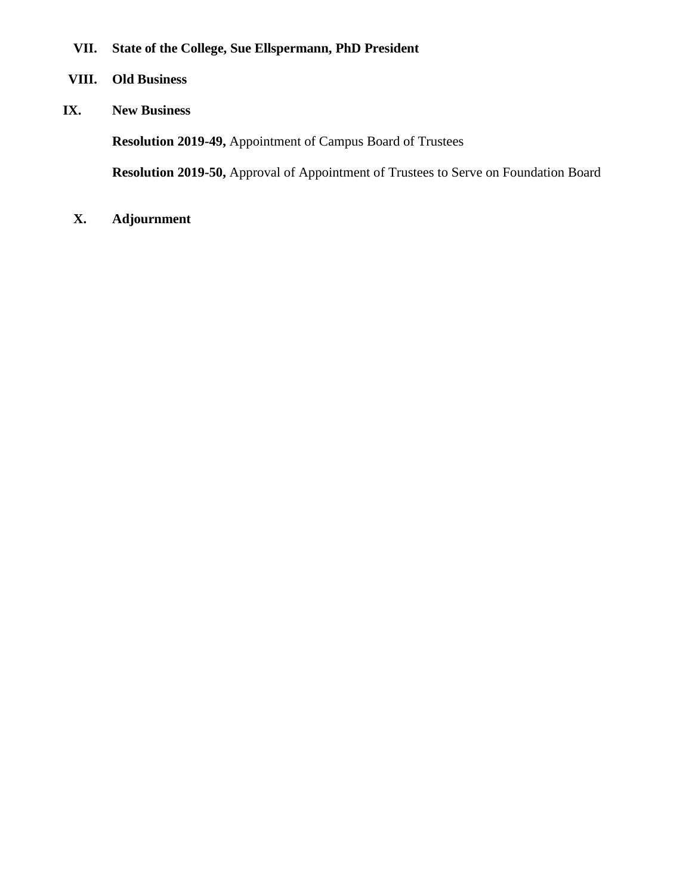**VII. State of the College, Sue Ellspermann, PhD President**

**VIII. Old Business**

**IX. New Business**

**Resolution 2019-49,** Appointment of Campus Board of Trustees

**Resolution 2019-50,** Approval of Appointment of Trustees to Serve on Foundation Board

**X. Adjournment**